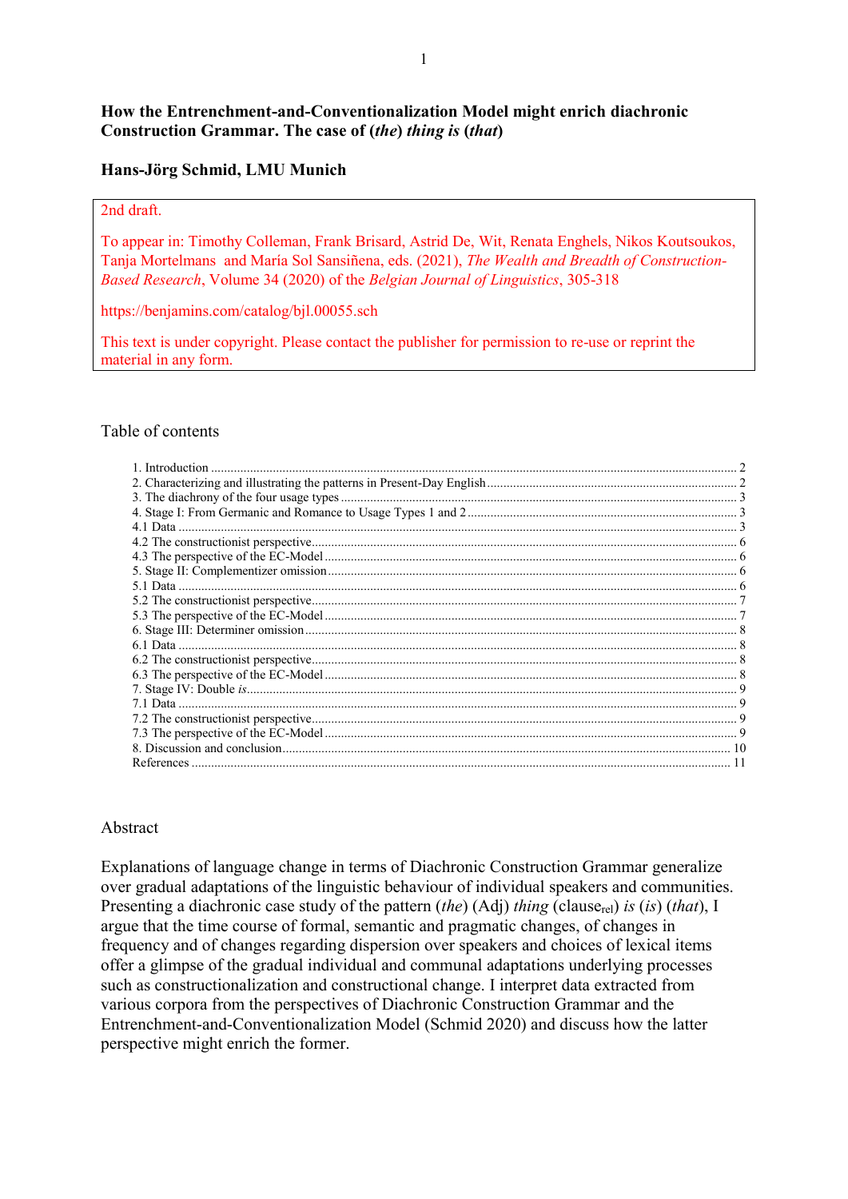# How the Entrenchment-and-Conventionalization Model might enrich diachronic Construction Grammar. The case of (*the*) *thing is* (*that*)

**Hans-Jörg Schmid, LMU Munich**

2nd draft.

To appear in: Timothy Colleman, Frank Brisard, Astrid De, Wit, Renata Enghels, Nikos Koutsoukos, Tanja Mortelmans and María Sol Sansiñena, eds. (2021), *The Wealth and Breadth of Construction-Based Research*, Volume 34 (2020) of the *Belgian Journal of Linguistics*, 305-318

https://benjamins.com/catalog/bjl.00055.sch

This text is under copyright. Please contact the publisher for permission to re-use or reprint the material in any form.

## Table of contents

1. Introduction ..... 2
2. Characterizing and illustrating the patterns in Present-Day English ..... 2
3. The diachrony of the four usage types ..... 3
4. Stage I: From Germanic and Romance to Usage Types 1 and 2 ..... 3
4.1 Data ..... 3
4.2 The constructionist perspective ..... 6
4.3 The perspective of the EC-Model ..... 6
5. Stage II: Complementizer omission ..... 6
5.1 Data ..... 6
5.2 The constructionist perspective ..... 7
5.3 The perspective of the EC-Model ..... 7
6. Stage III: Determiner omission ..... 8
6.1 Data ..... 8
6.2 The constructionist perspective ..... 8
6.3 The perspective of the EC-Model ..... 8
7. Stage IV: Double *is* ..... 9
7.1 Data ..... 9
7.2 The constructionist perspective ..... 9
7.3 The perspective of the EC-Model ..... 9
8. Discussion and conclusion ..... 10
References ..... 11

## Abstract

Explanations of language change in terms of Diachronic Construction Grammar generalize over gradual adaptations of the linguistic behaviour of individual speakers and communities. Presenting a diachronic case study of the pattern (*the*) (Adj) *thing* (clause$_{rel}$) *is* (*is*) (*that*), I argue that the time course of formal, semantic and pragmatic changes, of changes in frequency and of changes regarding dispersion over speakers and choices of lexical items offer a glimpse of the gradual individual and communal adaptations underlying processes such as constructionalization and constructional change. I interpret data extracted from various corpora from the perspectives of Diachronic Construction Grammar and the Entrenchment-and-Conventionalization Model (Schmid 2020) and discuss how the latter perspective might enrich the former.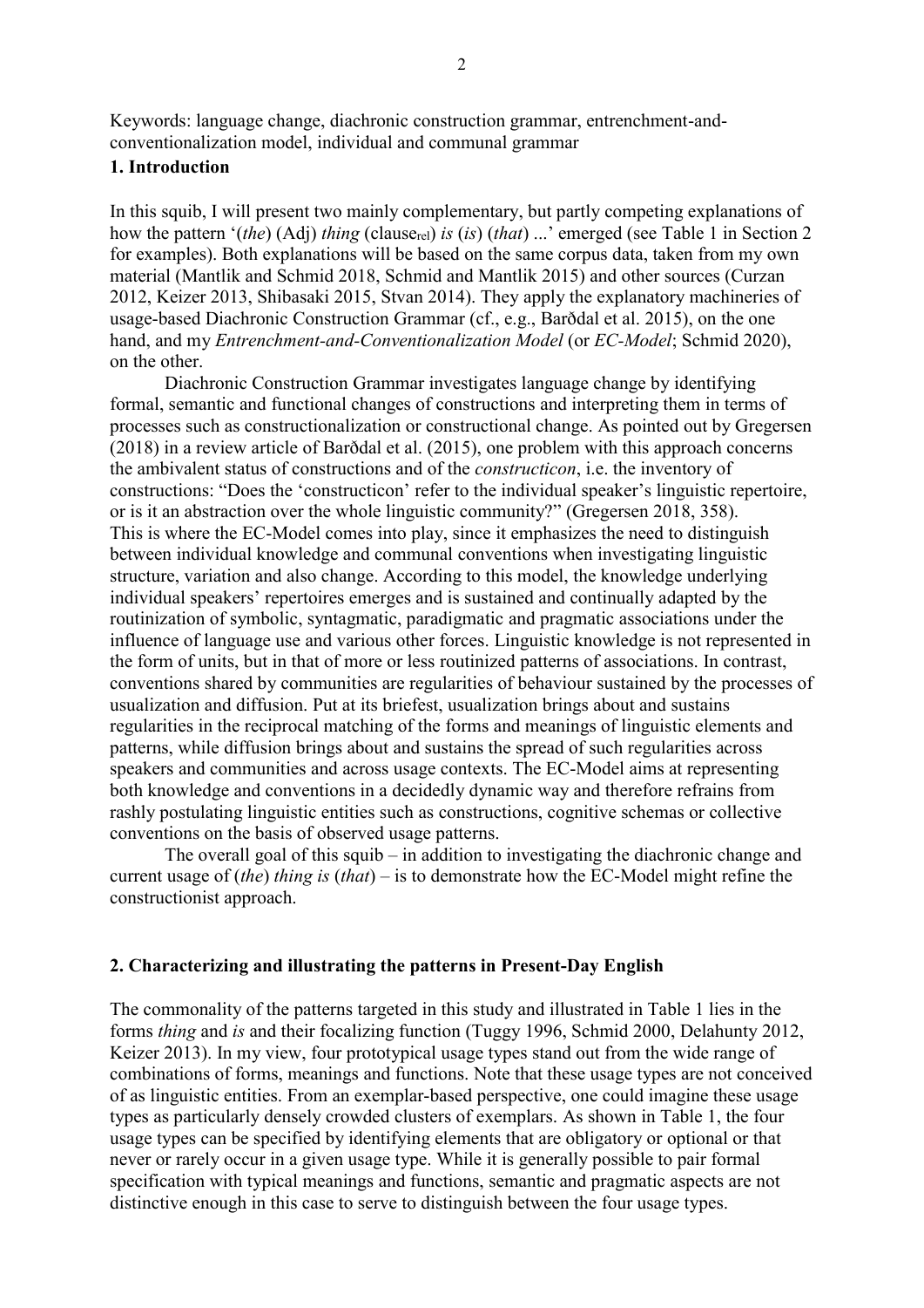Keywords: language change, diachronic construction grammar, entrenchment-and-conventionalization model, individual and communal grammar

## 1. Introduction

In this squib, I will present two mainly complementary, but partly competing explanations of how the pattern '(*the*) (Adj) *thing* (clause$_{rel}$) *is* (*is*) (*that*) ...' emerged (see Table 1 in Section 2 for examples). Both explanations will be based on the same corpus data, taken from my own material (Mantlik and Schmid 2018, Schmid and Mantlik 2015) and other sources (Curzan 2012, Keizer 2013, Shibasaki 2015, Stvan 2014). They apply the explanatory machineries of usage-based Diachronic Construction Grammar (cf., e.g., Barðdal et al. 2015), on the one hand, and my *Entrenchment-and-Conventionalization Model* (or *EC-Model*; Schmid 2020), on the other.

Diachronic Construction Grammar investigates language change by identifying formal, semantic and functional changes of constructions and interpreting them in terms of processes such as constructionalization or constructional change. As pointed out by Gregersen (2018) in a review article of Barðdal et al. (2015), one problem with this approach concerns the ambivalent status of constructions and of the *constructicon*, i.e. the inventory of constructions: "Does the 'constructicon' refer to the individual speaker's linguistic repertoire, or is it an abstraction over the whole linguistic community?" (Gregersen 2018, 358). This is where the EC-Model comes into play, since it emphasizes the need to distinguish between individual knowledge and communal conventions when investigating linguistic structure, variation and also change. According to this model, the knowledge underlying individual speakers' repertoires emerges and is sustained and continually adapted by the routinization of symbolic, syntagmatic, paradigmatic and pragmatic associations under the influence of language use and various other forces. Linguistic knowledge is not represented in the form of units, but in that of more or less routinized patterns of associations. In contrast, conventions shared by communities are regularities of behaviour sustained by the processes of usualization and diffusion. Put at its briefest, usualization brings about and sustains regularities in the reciprocal matching of the forms and meanings of linguistic elements and patterns, while diffusion brings about and sustains the spread of such regularities across speakers and communities and across usage contexts. The EC-Model aims at representing both knowledge and conventions in a decidedly dynamic way and therefore refrains from rashly postulating linguistic entities such as constructions, cognitive schemas or collective conventions on the basis of observed usage patterns.

The overall goal of this squib – in addition to investigating the diachronic change and current usage of (*the*) *thing is* (*that*) – is to demonstrate how the EC-Model might refine the constructionist approach.

## 2. Characterizing and illustrating the patterns in Present-Day English

The commonality of the patterns targeted in this study and illustrated in Table 1 lies in the forms *thing* and *is* and their focalizing function (Tuggy 1996, Schmid 2000, Delahunty 2012, Keizer 2013). In my view, four prototypical usage types stand out from the wide range of combinations of forms, meanings and functions. Note that these usage types are not conceived of as linguistic entities. From an exemplar-based perspective, one could imagine these usage types as particularly densely crowded clusters of exemplars. As shown in Table 1, the four usage types can be specified by identifying elements that are obligatory or optional or that never or rarely occur in a given usage type. While it is generally possible to pair formal specification with typical meanings and functions, semantic and pragmatic aspects are not distinctive enough in this case to serve to distinguish between the four usage types.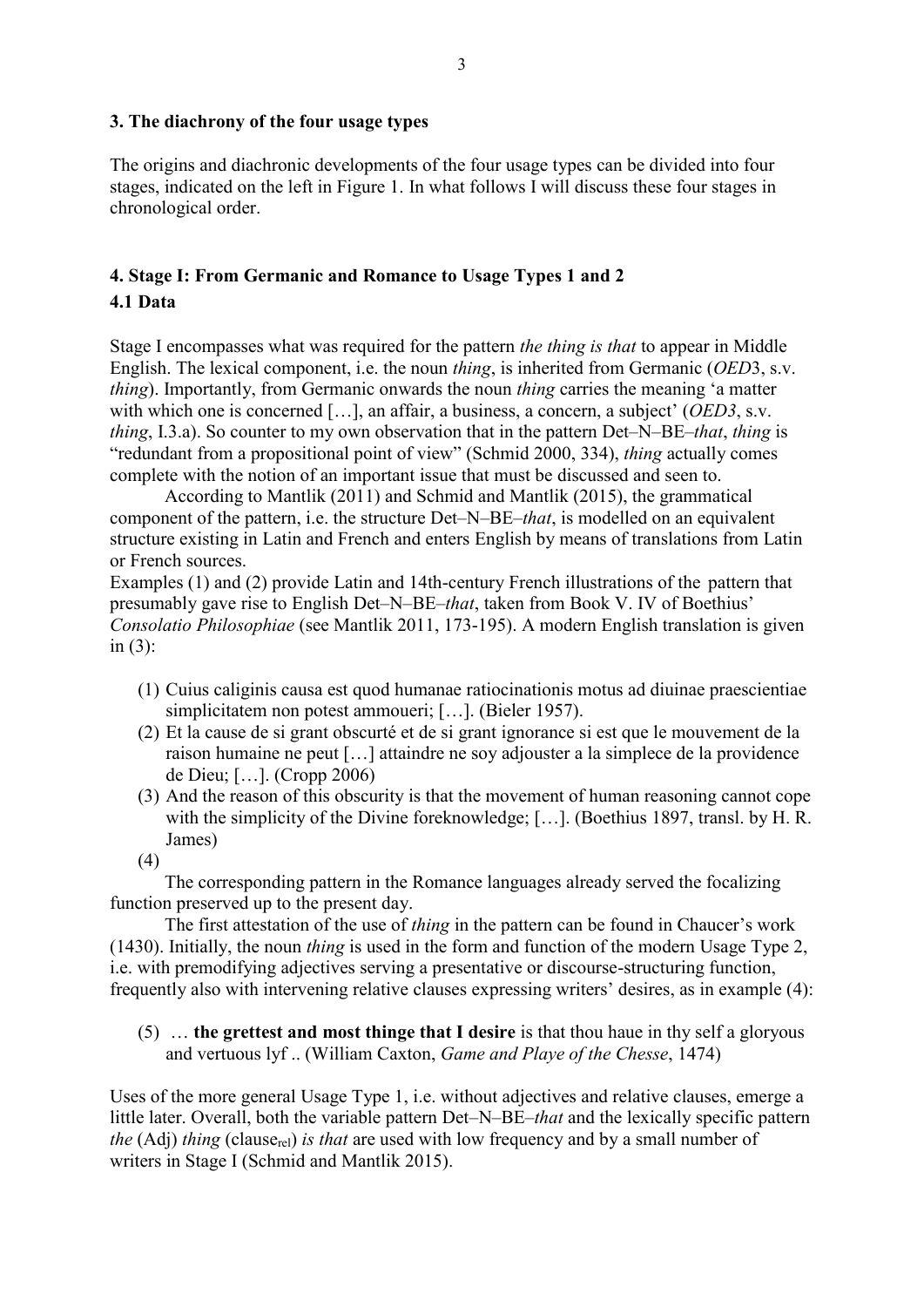## 3. The diachrony of the four usage types

The origins and diachronic developments of the four usage types can be divided into four stages, indicated on the left in Figure 1. In what follows I will discuss these four stages in chronological order.

## 4. Stage I: From Germanic and Romance to Usage Types 1 and 2

### 4.1 Data

Stage I encompasses what was required for the pattern *the thing is that* to appear in Middle English. The lexical component, i.e. the noun *thing*, is inherited from Germanic (*OED*3, s.v. *thing*). Importantly, from Germanic onwards the noun *thing* carries the meaning 'a matter with which one is concerned […], an affair, a business, a concern, a subject' (*OED3*, s.v. *thing*, I.3.a). So counter to my own observation that in the pattern Det–N–BE–*that*, *thing* is "redundant from a propositional point of view" (Schmid 2000, 334), *thing* actually comes complete with the notion of an important issue that must be discussed and seen to.

According to Mantlik (2011) and Schmid and Mantlik (2015), the grammatical component of the pattern, i.e. the structure Det–N–BE–*that*, is modelled on an equivalent structure existing in Latin and French and enters English by means of translations from Latin or French sources.

Examples (1) and (2) provide Latin and 14th-century French illustrations of the pattern that presumably gave rise to English Det–N–BE–*that*, taken from Book V. IV of Boethius' *Consolatio Philosophiae* (see Mantlik 2011, 173-195). A modern English translation is given in (3):

(1) Cuius caliginis causa est quod humanae ratiocinationis motus ad diuinae praescientiae simplicitatem non potest ammoueri; […]. (Bieler 1957).

(2) Et la cause de si grant obscurté et de si grant ignorance si est que le mouvement de la raison humaine ne peut […] attaindre ne soy adjouster a la simplece de la providence de Dieu; […]. (Cropp 2006)

(3) And the reason of this obscurity is that the movement of human reasoning cannot cope with the simplicity of the Divine foreknowledge; […]. (Boethius 1897, transl. by H. R. James)

(4)

The corresponding pattern in the Romance languages already served the focalizing function preserved up to the present day.

The first attestation of the use of *thing* in the pattern can be found in Chaucer's work (1430). Initially, the noun *thing* is used in the form and function of the modern Usage Type 2, i.e. with premodifying adjectives serving a presentative or discourse-structuring function, frequently also with intervening relative clauses expressing writers' desires, as in example (4):

(5) … **the grettest and most thinge that I desire** is that thou haue in thy self a gloryous and vertuous lyf .. (William Caxton, *Game and Playe of the Chesse*, 1474)

Uses of the more general Usage Type 1, i.e. without adjectives and relative clauses, emerge a little later. Overall, both the variable pattern Det–N–BE–*that* and the lexically specific pattern *the* (Adj) *thing* ($\text{clause}_{\text{rel}}$) *is that* are used with low frequency and by a small number of writers in Stage I (Schmid and Mantlik 2015).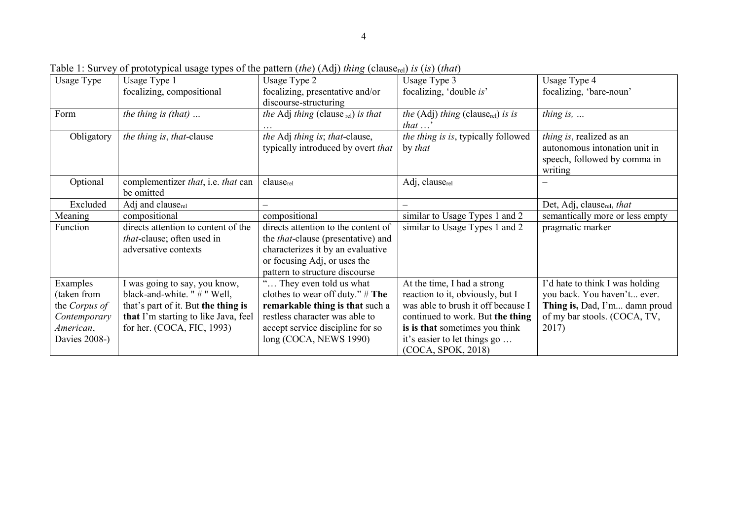Table 1: Survey of prototypical usage types of the pattern (*the*) (Adj) *thing* ($clause_{rel}$) *is* (*is*) (*that*)

| Usage Type | Usage Type 1<br>focalizing, compositional | Usage Type 2<br>focalizing, presentative and/or discourse-structuring | Usage Type 3<br>focalizing, 'double *is*' | Usage Type 4<br>focalizing, 'bare-noun' |
|---|---|---|---|---|
| Form | *the thing is (that) …* | *the* Adj *thing* ($clause_{rel}$) *is that …* | *the* (Adj) *thing* ($clause_{rel}$) *is is that …*' | *thing is, …* |
| Obligatory | *the thing is*, *that*-clause | *the* Adj *thing is*; *that*-clause, typically introduced by overt *that* | *the thing is is*, typically followed by *that* | *thing is*, realized as an autonomous intonation unit in speech, followed by comma in writing |
| Optional | complementizer *that*, i.e. *that* can be omitted | $clause_{rel}$ | Adj, $clause_{rel}$ | – |
| Excluded | Adj and $clause_{rel}$ | – | – | Det, Adj, $clause_{rel}$, *that* |
| Meaning | compositional | compositional | similar to Usage Types 1 and 2 | semantically more or less empty |
| Function | directs attention to content of the *that*-clause; often used in adversative contexts | directs attention to the content of the *that*-clause (presentative) and characterizes it by an evaluative or focusing Adj, or uses the pattern to structure discourse | similar to Usage Types 1 and 2 | pragmatic marker |
| Examples (taken from the *Corpus of Contemporary American*, Davies 2008-) | I was going to say, you know, black-and-white. " # " Well, that's part of it. But **the thing is that** I'm starting to like Java, feel for her. (COCA, FIC, 1993) | "… They even told us what clothes to wear off duty." # **The remarkable thing is that** such a restless character was able to accept service discipline for so long (COCA, NEWS 1990) | At the time, I had a strong reaction to it, obviously, but I was able to brush it off because I continued to work. But **the thing is is that** sometimes you think it's easier to let things go … (COCA, SPOK, 2018) | I'd hate to think I was holding you back. You haven't... ever. **Thing is,** Dad, I'm... damn proud of my bar stools. (COCA, TV, 2017) |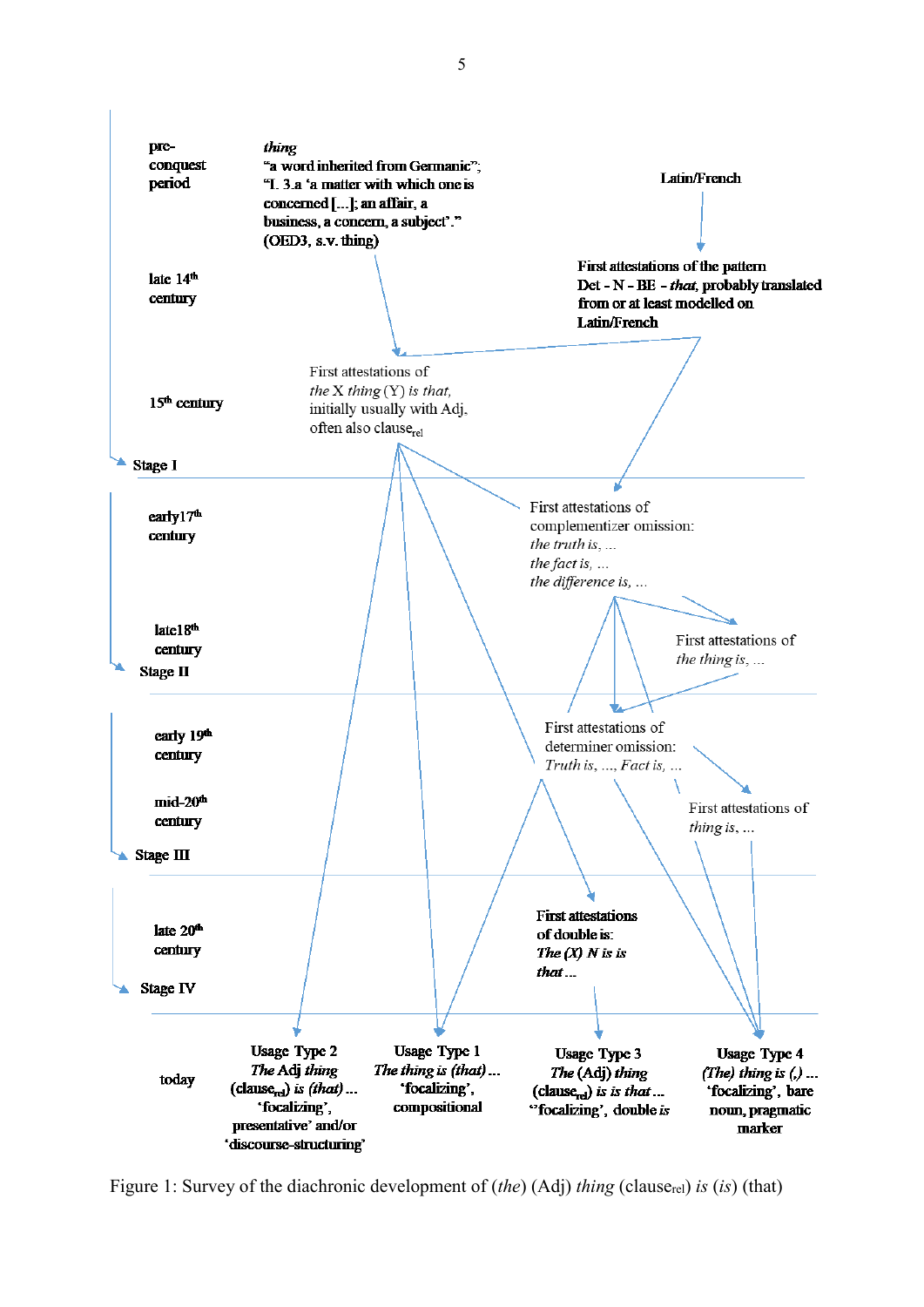pre-conquest period

*thing*
"a word inherited from Germanic"; "I. 3.a 'a matter with which one is concerned [...]; an affair, a business, a concern, a subject'." (OED3, s.v. thing)

Latin/French

late 14th century

First attestations of the pattern Det - N - BE - *that*, probably translated from or at least modelled on Latin/French

15th century

First attestations of *the* X *thing* (Y) *is that*, initially usually with Adj, often also clause$_{rel}$

Stage I

early17th century

First attestations of complementizer omission:
*the truth is, ...*
*the fact is, ...*
*the difference is, ...*

late18th century

First attestations of *the thing is, ...*

Stage II

early 19th century

First attestations of determiner omission:
*Truth is, ..., Fact is, ...*

mid-20th century

First attestations of *thing is, ...*

Stage III

late 20th century

First attestations of double is:
*The (X) N is is that ...*

Stage IV

today

Usage Type 2
*The Adj thing* (clause$_{rel}$) *is (that) ...*
'focalizing', presentative' and/or 'discourse-structuring'

Usage Type 1
*The thing is (that) ...*
'focalizing', compositional

Usage Type 3
*The* (Adj) *thing* (clause$_{rel}$) *is is that ...*
"focalizing', double *is*

Usage Type 4
*(The) thing is (,) ...*
'focalizing', bare noun, pragmatic marker

Figure 1: Survey of the diachronic development of (*the*) (Adj) *thing* (clause$_{rel}$) *is* (*is*) (that)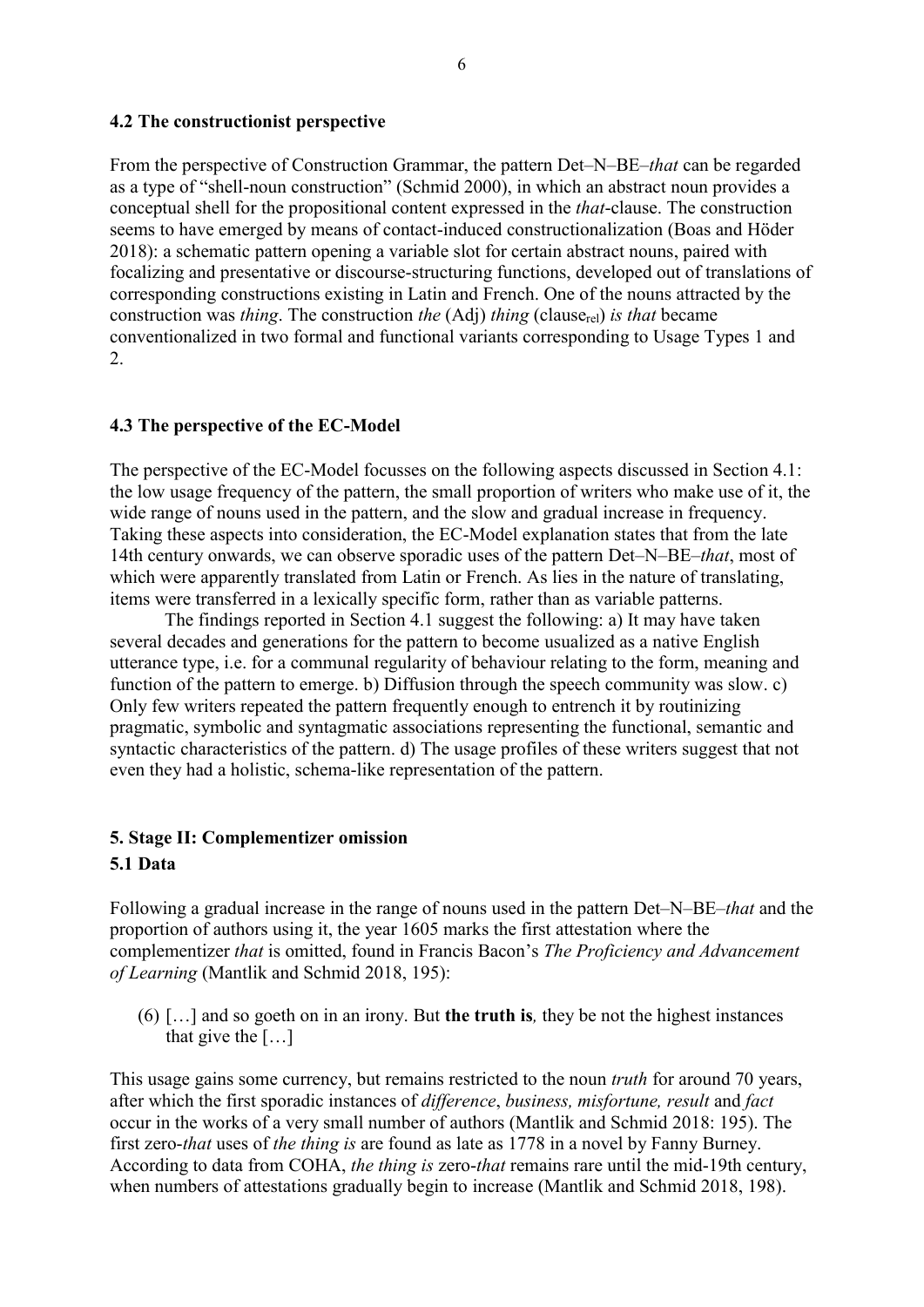### 4.2 The constructionist perspective

From the perspective of Construction Grammar, the pattern Det–N–BE–*that* can be regarded as a type of "shell-noun construction" (Schmid 2000), in which an abstract noun provides a conceptual shell for the propositional content expressed in the *that*-clause. The construction seems to have emerged by means of contact-induced constructionalization (Boas and Höder 2018): a schematic pattern opening a variable slot for certain abstract nouns, paired with focalizing and presentative or discourse-structuring functions, developed out of translations of corresponding constructions existing in Latin and French. One of the nouns attracted by the construction was *thing*. The construction *the* (Adj) *thing* (clause$_{rel}$) *is that* became conventionalized in two formal and functional variants corresponding to Usage Types 1 and 2.

### 4.3 The perspective of the EC-Model

The perspective of the EC-Model focusses on the following aspects discussed in Section 4.1: the low usage frequency of the pattern, the small proportion of writers who make use of it, the wide range of nouns used in the pattern, and the slow and gradual increase in frequency. Taking these aspects into consideration, the EC-Model explanation states that from the late 14th century onwards, we can observe sporadic uses of the pattern Det–N–BE–*that*, most of which were apparently translated from Latin or French. As lies in the nature of translating, items were transferred in a lexically specific form, rather than as variable patterns.

The findings reported in Section 4.1 suggest the following: a) It may have taken several decades and generations for the pattern to become usualized as a native English utterance type, i.e. for a communal regularity of behaviour relating to the form, meaning and function of the pattern to emerge. b) Diffusion through the speech community was slow. c) Only few writers repeated the pattern frequently enough to entrench it by routinizing pragmatic, symbolic and syntagmatic associations representing the functional, semantic and syntactic characteristics of the pattern. d) The usage profiles of these writers suggest that not even they had a holistic, schema-like representation of the pattern.

## 5. Stage II: Complementizer omission

### 5.1 Data

Following a gradual increase in the range of nouns used in the pattern Det–N–BE–*that* and the proportion of authors using it, the year 1605 marks the first attestation where the complementizer *that* is omitted, found in Francis Bacon's *The Proficiency and Advancement of Learning* (Mantlik and Schmid 2018, 195):

(6) […] and so goeth on in an irony. But **the truth is***,* they be not the highest instances that give the […]

This usage gains some currency, but remains restricted to the noun *truth* for around 70 years, after which the first sporadic instances of *difference*, *business, misfortune, result* and *fact* occur in the works of a very small number of authors (Mantlik and Schmid 2018: 195). The first zero-*that* uses of *the thing is* are found as late as 1778 in a novel by Fanny Burney. According to data from COHA, *the thing is* zero-*that* remains rare until the mid-19th century, when numbers of attestations gradually begin to increase (Mantlik and Schmid 2018, 198).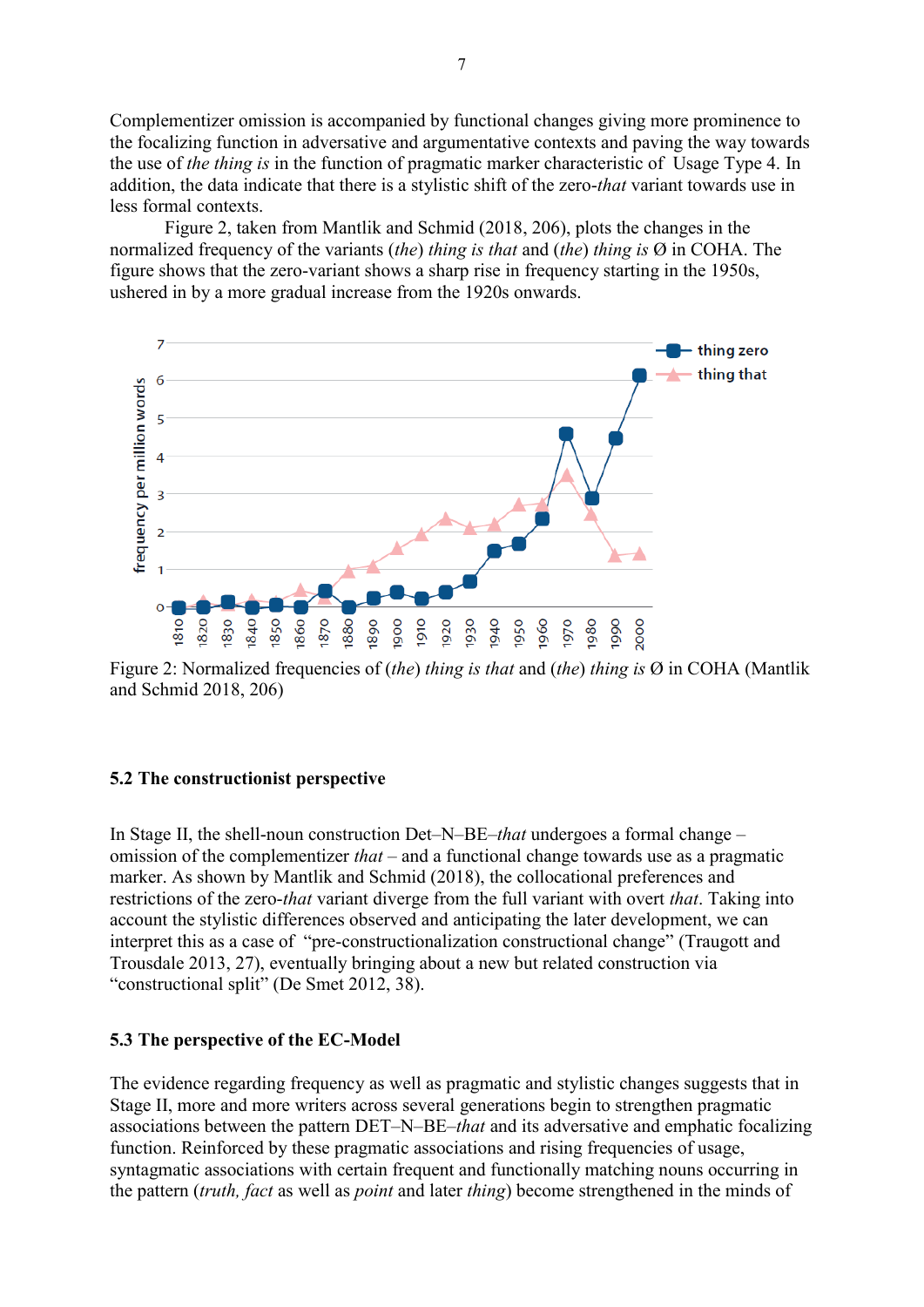Complementizer omission is accompanied by functional changes giving more prominence to the focalizing function in adversative and argumentative contexts and paving the way towards the use of *the thing is* in the function of pragmatic marker characteristic of Usage Type 4. In addition, the data indicate that there is a stylistic shift of the zero-*that* variant towards use in less formal contexts.

Figure 2, taken from Mantlik and Schmid (2018, 206), plots the changes in the normalized frequency of the variants (*the*) *thing is that* and (*the*) *thing is* Ø in COHA. The figure shows that the zero-variant shows a sharp rise in frequency starting in the 1950s, ushered in by a more gradual increase from the 1920s onwards.

frequency per million words

7
6
5
4
3
2
1
0

1810 1820 1830 1840 1850 1860 1870 1880 1890 1900 1910 1920 1930 1940 1950 1960 1970 1980 1990 2000

thing zero
thing that

Figure 2: Normalized frequencies of (*the*) *thing is that* and (*the*) *thing is* Ø in COHA (Mantlik and Schmid 2018, 206)

### 5.2 The constructionist perspective

In Stage II, the shell-noun construction Det–N–BE–*that* undergoes a formal change – omission of the complementizer *that* – and a functional change towards use as a pragmatic marker. As shown by Mantlik and Schmid (2018), the collocational preferences and restrictions of the zero-*that* variant diverge from the full variant with overt *that*. Taking into account the stylistic differences observed and anticipating the later development, we can interpret this as a case of "pre-constructionalization constructional change" (Traugott and Trousdale 2013, 27), eventually bringing about a new but related construction via "constructional split" (De Smet 2012, 38).

### 5.3 The perspective of the EC-Model

The evidence regarding frequency as well as pragmatic and stylistic changes suggests that in Stage II, more and more writers across several generations begin to strengthen pragmatic associations between the pattern DET–N–BE–*that* and its adversative and emphatic focalizing function. Reinforced by these pragmatic associations and rising frequencies of usage, syntagmatic associations with certain frequent and functionally matching nouns occurring in the pattern (*truth, fact* as well as *point* and later *thing*) become strengthened in the minds of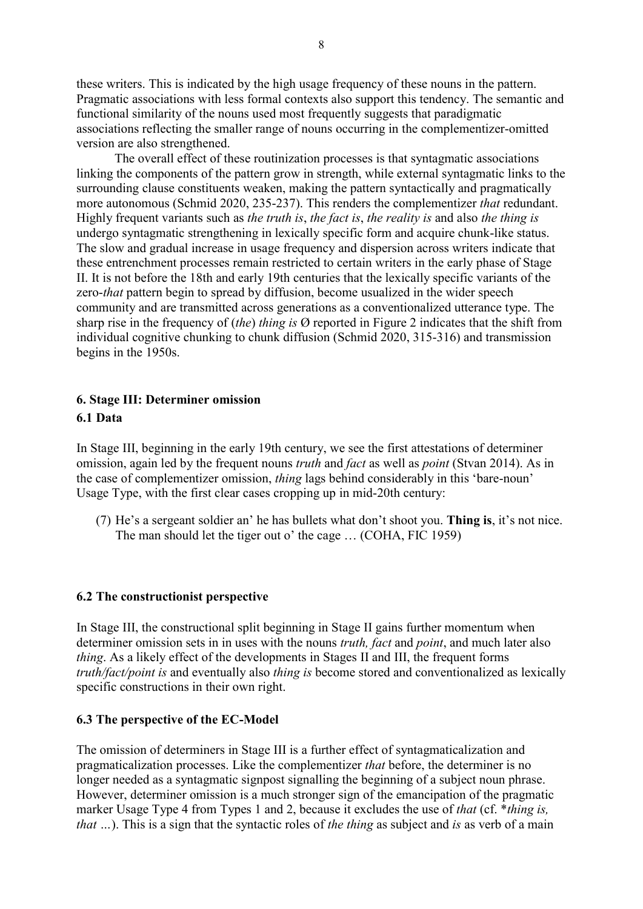these writers. This is indicated by the high usage frequency of these nouns in the pattern. Pragmatic associations with less formal contexts also support this tendency. The semantic and functional similarity of the nouns used most frequently suggests that paradigmatic associations reflecting the smaller range of nouns occurring in the complementizer-omitted version are also strengthened.

The overall effect of these routinization processes is that syntagmatic associations linking the components of the pattern grow in strength, while external syntagmatic links to the surrounding clause constituents weaken, making the pattern syntactically and pragmatically more autonomous (Schmid 2020, 235-237). This renders the complementizer *that* redundant. Highly frequent variants such as *the truth is*, *the fact is*, *the reality is* and also *the thing is* undergo syntagmatic strengthening in lexically specific form and acquire chunk-like status. The slow and gradual increase in usage frequency and dispersion across writers indicate that these entrenchment processes remain restricted to certain writers in the early phase of Stage II. It is not before the 18th and early 19th centuries that the lexically specific variants of the zero-*that* pattern begin to spread by diffusion, become usualized in the wider speech community and are transmitted across generations as a conventionalized utterance type. The sharp rise in the frequency of (*the*) *thing is* Ø reported in Figure 2 indicates that the shift from individual cognitive chunking to chunk diffusion (Schmid 2020, 315-316) and transmission begins in the 1950s.

## 6. Stage III: Determiner omission

### 6.1 Data

In Stage III, beginning in the early 19th century, we see the first attestations of determiner omission, again led by the frequent nouns *truth* and *fact* as well as *point* (Stvan 2014). As in the case of complementizer omission, *thing* lags behind considerably in this 'bare-noun' Usage Type, with the first clear cases cropping up in mid-20th century:

(7) He's a sergeant soldier an' he has bullets what don't shoot you. **Thing is**, it's not nice. The man should let the tiger out o' the cage … (COHA, FIC 1959)

### 6.2 The constructionist perspective

In Stage III, the constructional split beginning in Stage II gains further momentum when determiner omission sets in in uses with the nouns *truth, fact* and *point*, and much later also *thing*. As a likely effect of the developments in Stages II and III, the frequent forms *truth/fact/point is* and eventually also *thing is* become stored and conventionalized as lexically specific constructions in their own right.

### 6.3 The perspective of the EC-Model

The omission of determiners in Stage III is a further effect of syntagmaticalization and pragmaticalization processes. Like the complementizer *that* before, the determiner is no longer needed as a syntagmatic signpost signalling the beginning of a subject noun phrase. However, determiner omission is a much stronger sign of the emancipation of the pragmatic marker Usage Type 4 from Types 1 and 2, because it excludes the use of *that* (cf. **thing is, that …*). This is a sign that the syntactic roles of *the thing* as subject and *is* as verb of a main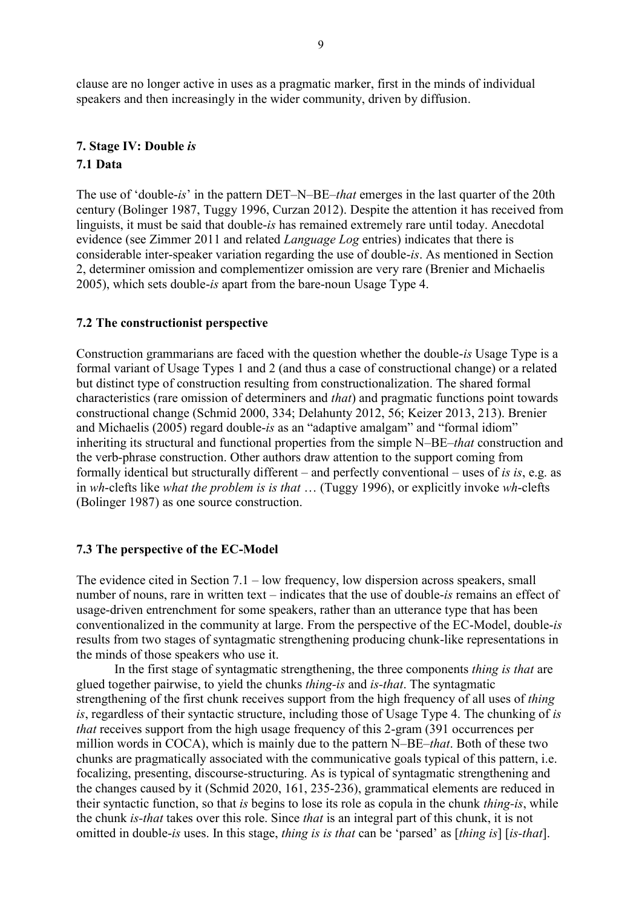clause are no longer active in uses as a pragmatic marker, first in the minds of individual speakers and then increasingly in the wider community, driven by diffusion.

## 7. Stage IV: Double *is*

### 7.1 Data

The use of 'double-*is*' in the pattern DET–N–BE–*that* emerges in the last quarter of the 20th century (Bolinger 1987, Tuggy 1996, Curzan 2012). Despite the attention it has received from linguists, it must be said that double-*is* has remained extremely rare until today. Anecdotal evidence (see Zimmer 2011 and related *Language Log* entries) indicates that there is considerable inter-speaker variation regarding the use of double-*is*. As mentioned in Section 2, determiner omission and complementizer omission are very rare (Brenier and Michaelis 2005), which sets double-*is* apart from the bare-noun Usage Type 4.

### 7.2 The constructionist perspective

Construction grammarians are faced with the question whether the double-*is* Usage Type is a formal variant of Usage Types 1 and 2 (and thus a case of constructional change) or a related but distinct type of construction resulting from constructionalization. The shared formal characteristics (rare omission of determiners and *that*) and pragmatic functions point towards constructional change (Schmid 2000, 334; Delahunty 2012, 56; Keizer 2013, 213). Brenier and Michaelis (2005) regard double-*is* as an "adaptive amalgam" and "formal idiom" inheriting its structural and functional properties from the simple N–BE–*that* construction and the verb-phrase construction. Other authors draw attention to the support coming from formally identical but structurally different – and perfectly conventional – uses of *is is*, e.g. as in *wh*-clefts like *what the problem is is that* … (Tuggy 1996), or explicitly invoke *wh*-clefts (Bolinger 1987) as one source construction.

### 7.3 The perspective of the EC-Model

The evidence cited in Section 7.1 – low frequency, low dispersion across speakers, small number of nouns, rare in written text – indicates that the use of double-*is* remains an effect of usage-driven entrenchment for some speakers, rather than an utterance type that has been conventionalized in the community at large. From the perspective of the EC-Model, double-*is* results from two stages of syntagmatic strengthening producing chunk-like representations in the minds of those speakers who use it.

In the first stage of syntagmatic strengthening, the three components *thing is that* are glued together pairwise, to yield the chunks *thing-is* and *is-that*. The syntagmatic strengthening of the first chunk receives support from the high frequency of all uses of *thing is*, regardless of their syntactic structure, including those of Usage Type 4. The chunking of *is that* receives support from the high usage frequency of this 2-gram (391 occurrences per million words in COCA), which is mainly due to the pattern N–BE–*that*. Both of these two chunks are pragmatically associated with the communicative goals typical of this pattern, i.e. focalizing, presenting, discourse-structuring. As is typical of syntagmatic strengthening and the changes caused by it (Schmid 2020, 161, 235-236), grammatical elements are reduced in their syntactic function, so that *is* begins to lose its role as copula in the chunk *thing-is*, while the chunk *is-that* takes over this role. Since *that* is an integral part of this chunk, it is not omitted in double-*is* uses. In this stage, *thing is is that* can be 'parsed' as [*thing is*] [*is-that*].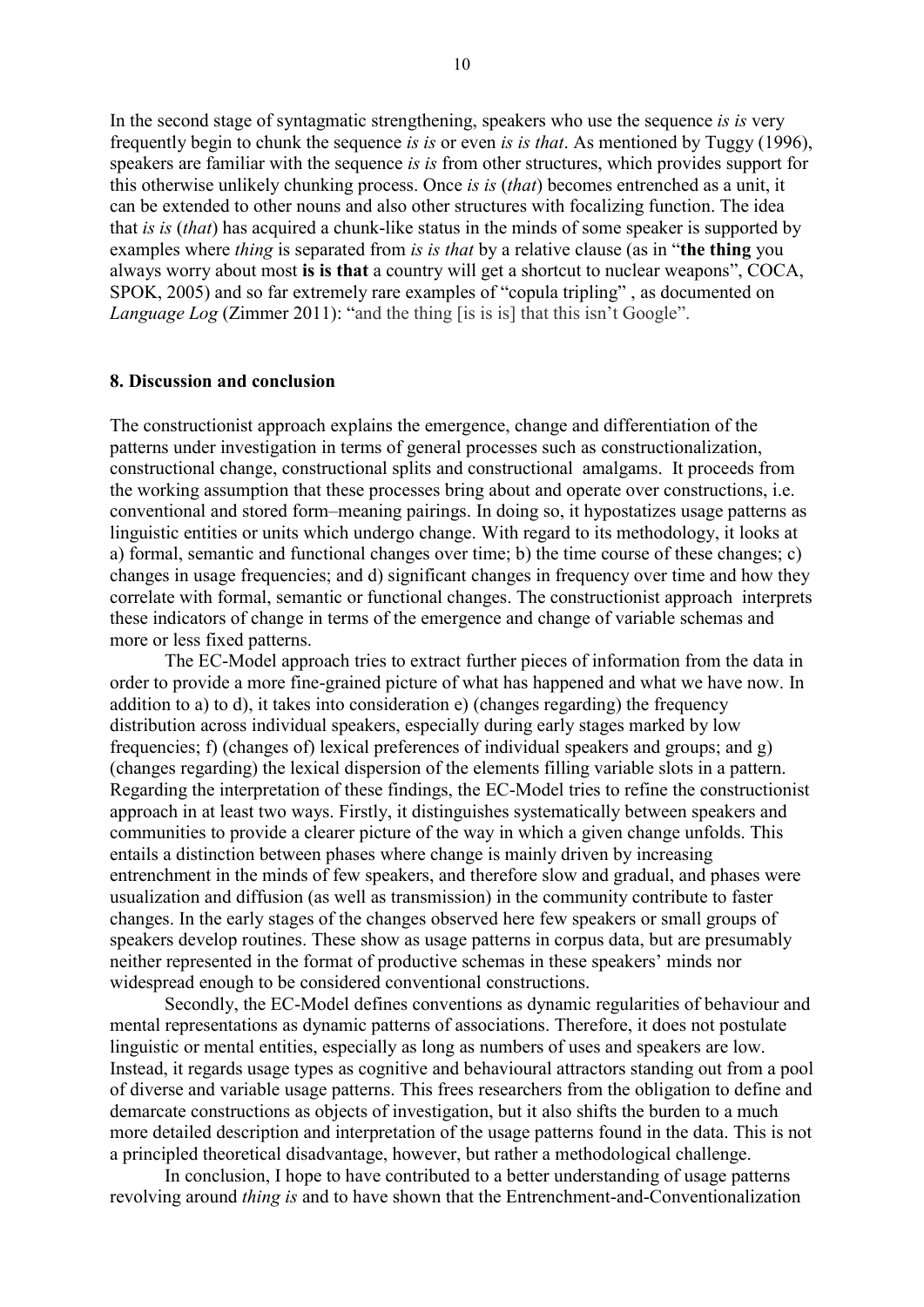In the second stage of syntagmatic strengthening, speakers who use the sequence *is is* very frequently begin to chunk the sequence *is is* or even *is is that*. As mentioned by Tuggy (1996), speakers are familiar with the sequence *is is* from other structures, which provides support for this otherwise unlikely chunking process. Once *is is* (*that*) becomes entrenched as a unit, it can be extended to other nouns and also other structures with focalizing function. The idea that *is is* (*that*) has acquired a chunk-like status in the minds of some speaker is supported by examples where *thing* is separated from *is is that* by a relative clause (as in "**the thing** you always worry about most **is is that** a country will get a shortcut to nuclear weapons", COCA, SPOK, 2005) and so far extremely rare examples of "copula tripling" , as documented on *Language Log* (Zimmer 2011): "and the thing [is is is] that this isn't Google".

## 8. Discussion and conclusion

The constructionist approach explains the emergence, change and differentiation of the patterns under investigation in terms of general processes such as constructionalization, constructional change, constructional splits and constructional amalgams. It proceeds from the working assumption that these processes bring about and operate over constructions, i.e. conventional and stored form–meaning pairings. In doing so, it hypostatizes usage patterns as linguistic entities or units which undergo change. With regard to its methodology, it looks at a) formal, semantic and functional changes over time; b) the time course of these changes; c) changes in usage frequencies; and d) significant changes in frequency over time and how they correlate with formal, semantic or functional changes. The constructionist approach interprets these indicators of change in terms of the emergence and change of variable schemas and more or less fixed patterns.

The EC-Model approach tries to extract further pieces of information from the data in order to provide a more fine-grained picture of what has happened and what we have now. In addition to a) to d), it takes into consideration e) (changes regarding) the frequency distribution across individual speakers, especially during early stages marked by low frequencies; f) (changes of) lexical preferences of individual speakers and groups; and g) (changes regarding) the lexical dispersion of the elements filling variable slots in a pattern. Regarding the interpretation of these findings, the EC-Model tries to refine the constructionist approach in at least two ways. Firstly, it distinguishes systematically between speakers and communities to provide a clearer picture of the way in which a given change unfolds. This entails a distinction between phases where change is mainly driven by increasing entrenchment in the minds of few speakers, and therefore slow and gradual, and phases were usualization and diffusion (as well as transmission) in the community contribute to faster changes. In the early stages of the changes observed here few speakers or small groups of speakers develop routines. These show as usage patterns in corpus data, but are presumably neither represented in the format of productive schemas in these speakers' minds nor widespread enough to be considered conventional constructions.

Secondly, the EC-Model defines conventions as dynamic regularities of behaviour and mental representations as dynamic patterns of associations. Therefore, it does not postulate linguistic or mental entities, especially as long as numbers of uses and speakers are low. Instead, it regards usage types as cognitive and behavioural attractors standing out from a pool of diverse and variable usage patterns. This frees researchers from the obligation to define and demarcate constructions as objects of investigation, but it also shifts the burden to a much more detailed description and interpretation of the usage patterns found in the data. This is not a principled theoretical disadvantage, however, but rather a methodological challenge.

In conclusion, I hope to have contributed to a better understanding of usage patterns revolving around *thing is* and to have shown that the Entrenchment-and-Conventionalization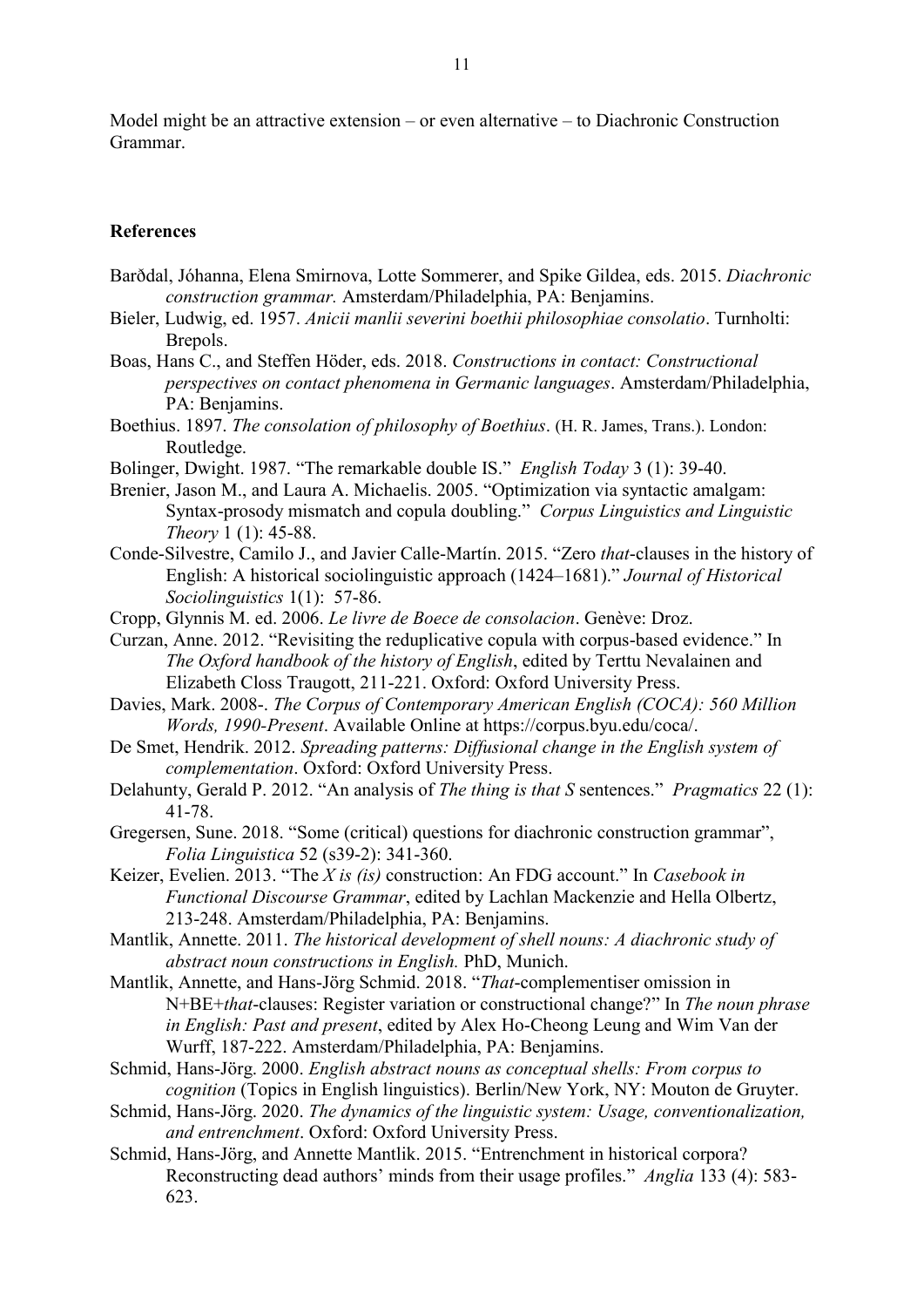Model might be an attractive extension – or even alternative – to Diachronic Construction Grammar.

## References

Barðdal, Jóhanna, Elena Smirnova, Lotte Sommerer, and Spike Gildea, eds. 2015. *Diachronic construction grammar.* Amsterdam/Philadelphia, PA: Benjamins.

Bieler, Ludwig, ed. 1957. *Anicii manlii severini boethii philosophiae consolatio*. Turnholti: Brepols.

Boas, Hans C., and Steffen Höder, eds. 2018. *Constructions in contact: Constructional perspectives on contact phenomena in Germanic languages*. Amsterdam/Philadelphia, PA: Benjamins.

Boethius. 1897. *The consolation of philosophy of Boethius*. (H. R. James, Trans.). London: Routledge.

Bolinger, Dwight. 1987. "The remarkable double IS." *English Today* 3 (1): 39-40.

Brenier, Jason M., and Laura A. Michaelis. 2005. "Optimization via syntactic amalgam: Syntax-prosody mismatch and copula doubling." *Corpus Linguistics and Linguistic Theory* 1 (1): 45-88.

Conde-Silvestre, Camilo J., and Javier Calle-Martín. 2015. "Zero *that*-clauses in the history of English: A historical sociolinguistic approach (1424–1681)." *Journal of Historical Sociolinguistics* 1(1): 57-86.

Cropp, Glynnis M. ed. 2006. *Le livre de Boece de consolacion*. Genève: Droz.

Curzan, Anne. 2012. "Revisiting the reduplicative copula with corpus-based evidence." In *The Oxford handbook of the history of English*, edited by Terttu Nevalainen and Elizabeth Closs Traugott, 211-221. Oxford: Oxford University Press.

Davies, Mark. 2008-. *The Corpus of Contemporary American English (COCA): 560 Million Words, 1990-Present*. Available Online at https://corpus.byu.edu/coca/.

De Smet, Hendrik. 2012. *Spreading patterns: Diffusional change in the English system of complementation*. Oxford: Oxford University Press.

Delahunty, Gerald P. 2012. "An analysis of *The thing is that S* sentences." *Pragmatics* 22 (1): 41-78.

Gregersen, Sune. 2018. "Some (critical) questions for diachronic construction grammar", *Folia Linguistica* 52 (s39-2): 341-360.

Keizer, Evelien. 2013. "The *X is (is)* construction: An FDG account." In *Casebook in Functional Discourse Grammar*, edited by Lachlan Mackenzie and Hella Olbertz, 213-248. Amsterdam/Philadelphia, PA: Benjamins.

Mantlik, Annette. 2011. *The historical development of shell nouns: A diachronic study of abstract noun constructions in English.* PhD, Munich.

Mantlik, Annette, and Hans-Jörg Schmid. 2018. "*That*-complementiser omission in N+BE+*that*-clauses: Register variation or constructional change?" In *The noun phrase in English: Past and present*, edited by Alex Ho-Cheong Leung and Wim Van der Wurff, 187-222. Amsterdam/Philadelphia, PA: Benjamins.

Schmid, Hans-Jörg. 2000. *English abstract nouns as conceptual shells: From corpus to cognition* (Topics in English linguistics). Berlin/New York, NY: Mouton de Gruyter.

Schmid, Hans-Jörg. 2020. *The dynamics of the linguistic system: Usage, conventionalization, and entrenchment*. Oxford: Oxford University Press.

Schmid, Hans-Jörg, and Annette Mantlik. 2015. "Entrenchment in historical corpora? Reconstructing dead authors' minds from their usage profiles." *Anglia* 133 (4): 583-623.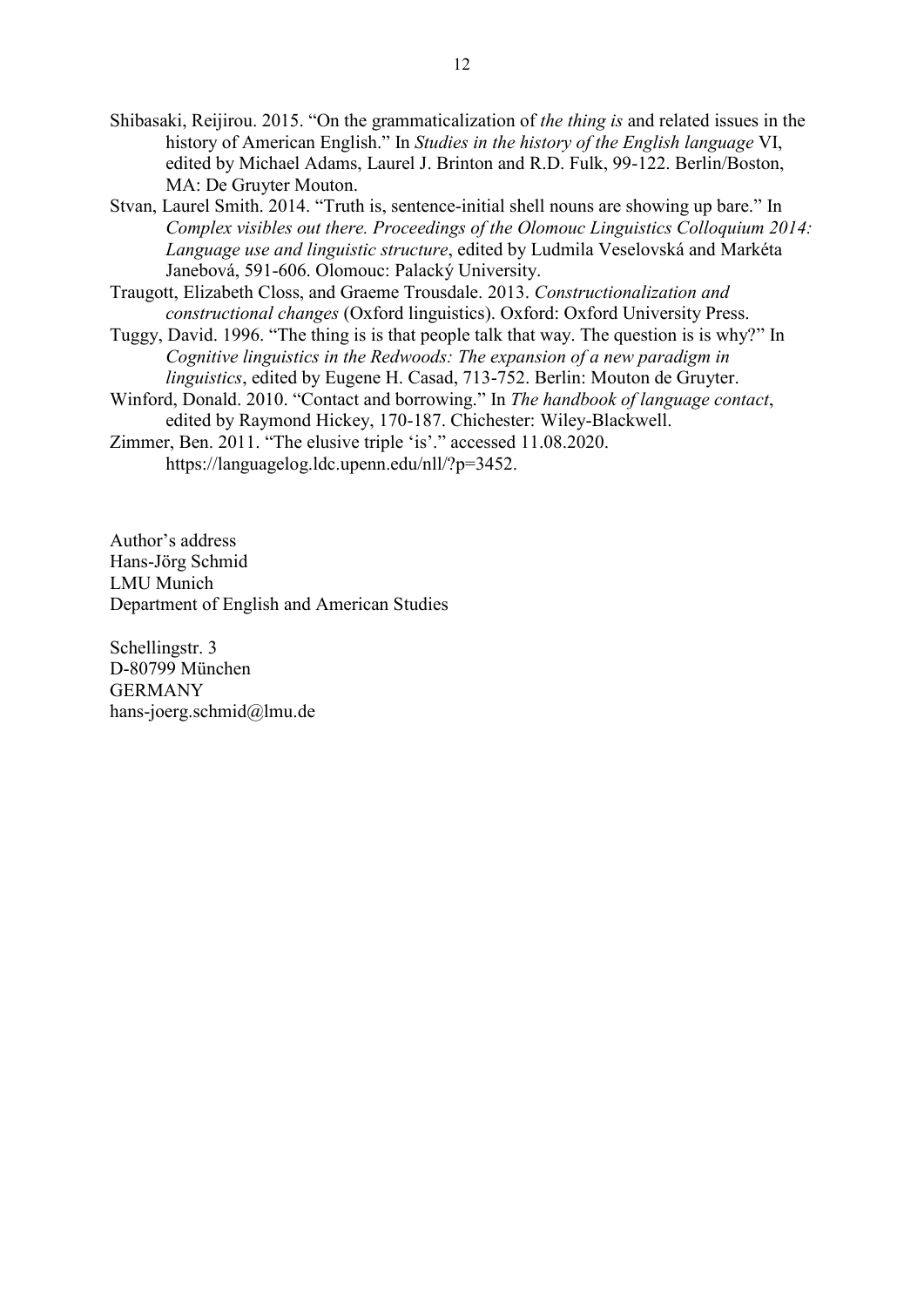Shibasaki, Reijirou. 2015. “On the grammaticalization of *the thing is* and related issues in the history of American English.” In *Studies in the history of the English language* VI, edited by Michael Adams, Laurel J. Brinton and R.D. Fulk, 99-122. Berlin/Boston, MA: De Gruyter Mouton.

Stvan, Laurel Smith. 2014. “Truth is, sentence-initial shell nouns are showing up bare.” In *Complex visibles out there. Proceedings of the Olomouc Linguistics Colloquium 2014: Language use and linguistic structure*, edited by Ludmila Veselovská and Markéta Janebová, 591-606. Olomouc: Palacký University.

Traugott, Elizabeth Closs, and Graeme Trousdale. 2013. *Constructionalization and constructional changes* (Oxford linguistics). Oxford: Oxford University Press.

Tuggy, David. 1996. “The thing is is that people talk that way. The question is is why?” In *Cognitive linguistics in the Redwoods: The expansion of a new paradigm in linguistics*, edited by Eugene H. Casad, 713-752. Berlin: Mouton de Gruyter.

Winford, Donald. 2010. “Contact and borrowing.” In *The handbook of language contact*, edited by Raymond Hickey, 170-187. Chichester: Wiley-Blackwell.

Zimmer, Ben. 2011. “The elusive triple ‘is’.” accessed 11.08.2020. https://languagelog.ldc.upenn.edu/nll/?p=3452.

Author’s address
Hans-Jörg Schmid
LMU Munich
Department of English and American Studies

Schellingstr. 3
D-80799 München
GERMANY
hans-joerg.schmid@lmu.de